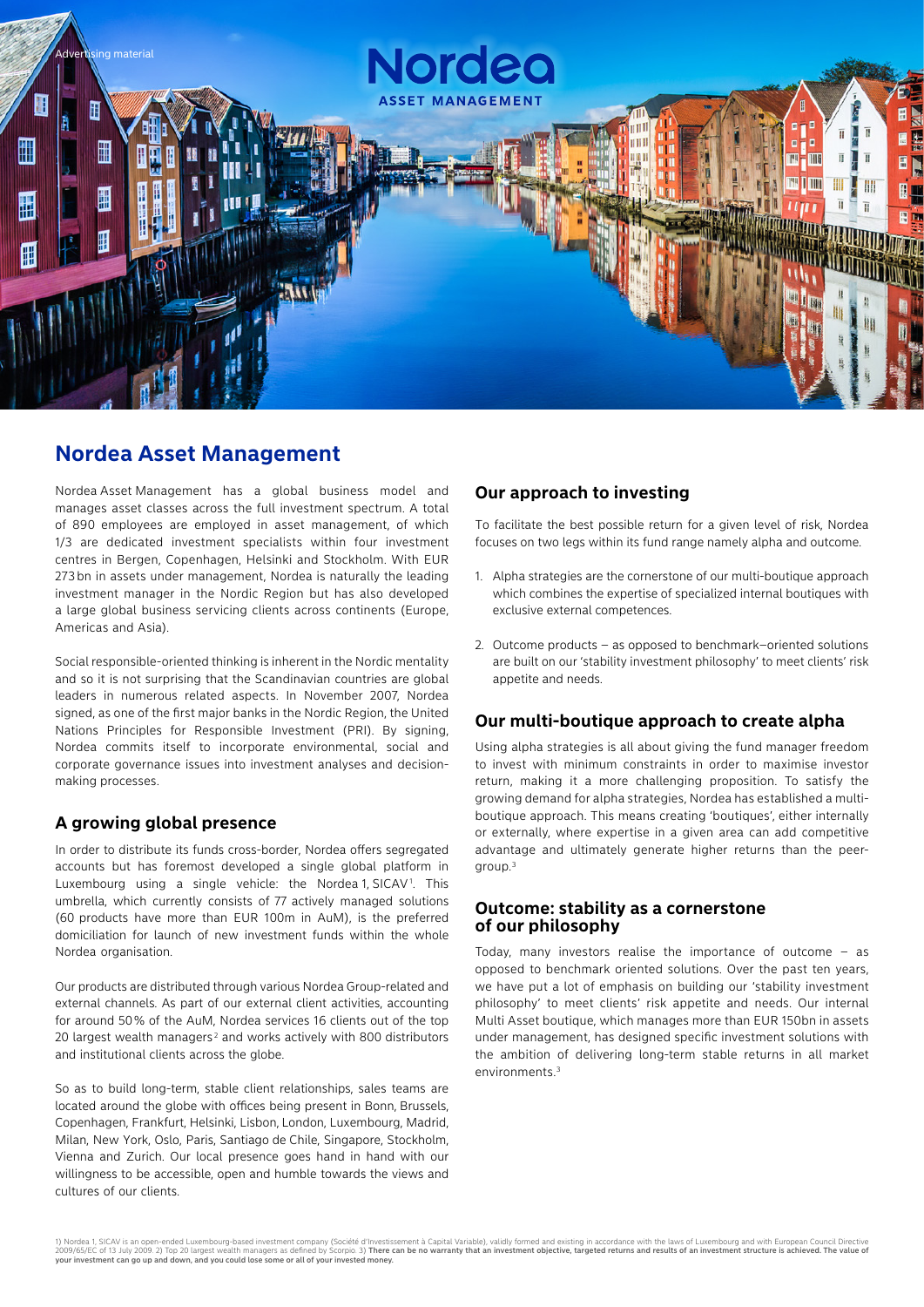Advertising material

# Nordea Asset Management

Nordea Asset Management has a global business model and manages asset classes across the full investment spectrum. A total of 890 employees are employed in asset management, of which 1/3 are dedicated investment specialists within four investment centres in Bergen, Copenhagen, Helsinki and Stockholm. With EUR 273 bn in assets under management, Nordea is naturally the leading investment manager in the Nordic Region but has also developed a large global business servicing clients across continents (Europe, Americas and Asia).

Social responsible-oriented thinking is inherent in the Nordic mentality and so it is not surprising that the Scandinavian countries are global leaders in numerous related aspects. In November 2007, Nordea signed, as one of the first major banks in the Nordic Region, the United Nations Principles for Responsible Investment (PRI). By signing, Nordea commits itself to incorporate environmental, social and corporate governance issues into investment analyses and decision-making processes.

## A growing global presence

In order to distribute its funds cross-border, Nordea offers segregated accounts but has foremost developed a single global platform in Luxembourg using a single vehicle: the Nordea 1, SICAV[1]. This umbrella, which currently consists of 77 actively managed solutions (60 products have more than EUR 100m in AuM), is the preferred domiciliation for launch of new investment funds within the whole Nordea organisation.

Our products are distributed through various Nordea Group-related and external channels. As part of our external client activities, accounting for around 50% of the AuM, Nordea services 16 clients out of the top 20 largest wealth managers[2] and works actively with 800 distributors and institutional clients across the globe.

So as to build long-term, stable client relationships, sales teams are located around the globe with offices being present in Bonn, Brussels, Copenhagen, Frankfurt, Helsinki, Lisbon, London, Luxembourg, Madrid, Milan, New York, Oslo, Paris, Santiago de Chile, Singapore, Stockholm, Vienna and Zurich. Our local presence goes hand in hand with our willingness to be accessible, open and humble towards the views and cultures of our clients.

## Our approach to investing

To facilitate the best possible return for a given level of risk, Nordea focuses on two legs within its fund range namely alpha and outcome.

1. Alpha strategies are the cornerstone of our multi-boutique approach which combines the expertise of specialized internal boutiques with exclusive external competences.

2. Outcome products – as opposed to benchmark–oriented solutions are built on our 'stability investment philosophy' to meet clients' risk appetite and needs.

## Our multi-boutique approach to create alpha

Using alpha strategies is all about giving the fund manager freedom to invest with minimum constraints in order to maximise investor return, making it a more challenging proposition. To satisfy the growing demand for alpha strategies, Nordea has established a multi-boutique approach. This means creating 'boutiques', either internally or externally, where expertise in a given area can add competitive advantage and ultimately generate higher returns than the peer-group.[3]

## Outcome: stability as a cornerstone of our philosophy

Today, many investors realise the importance of outcome – as opposed to benchmark oriented solutions. Over the past ten years, we have put a lot of emphasis on building our 'stability investment philosophy' to meet clients' risk appetite and needs. Our internal Multi Asset boutique, which manages more than EUR 150bn in assets under management, has designed specific investment solutions with the ambition of delivering long-term stable returns in all market environments.[3]

1) Nordea 1, SICAV is an open-ended Luxembourg-based investment company (Société d'Investissement à Capital Variable), validly formed and existing in accordance with the laws of Luxembourg and with European Council Directive 2009/65/EC of 13 July 2009. 2) Top 20 largest wealth managers as defined by Scorpio. 3) **There can be no warranty that an investment objective, targeted returns and results of an investment structure is achieved. The value of your investment can go up and down, and you could lose some or all of your invested money.**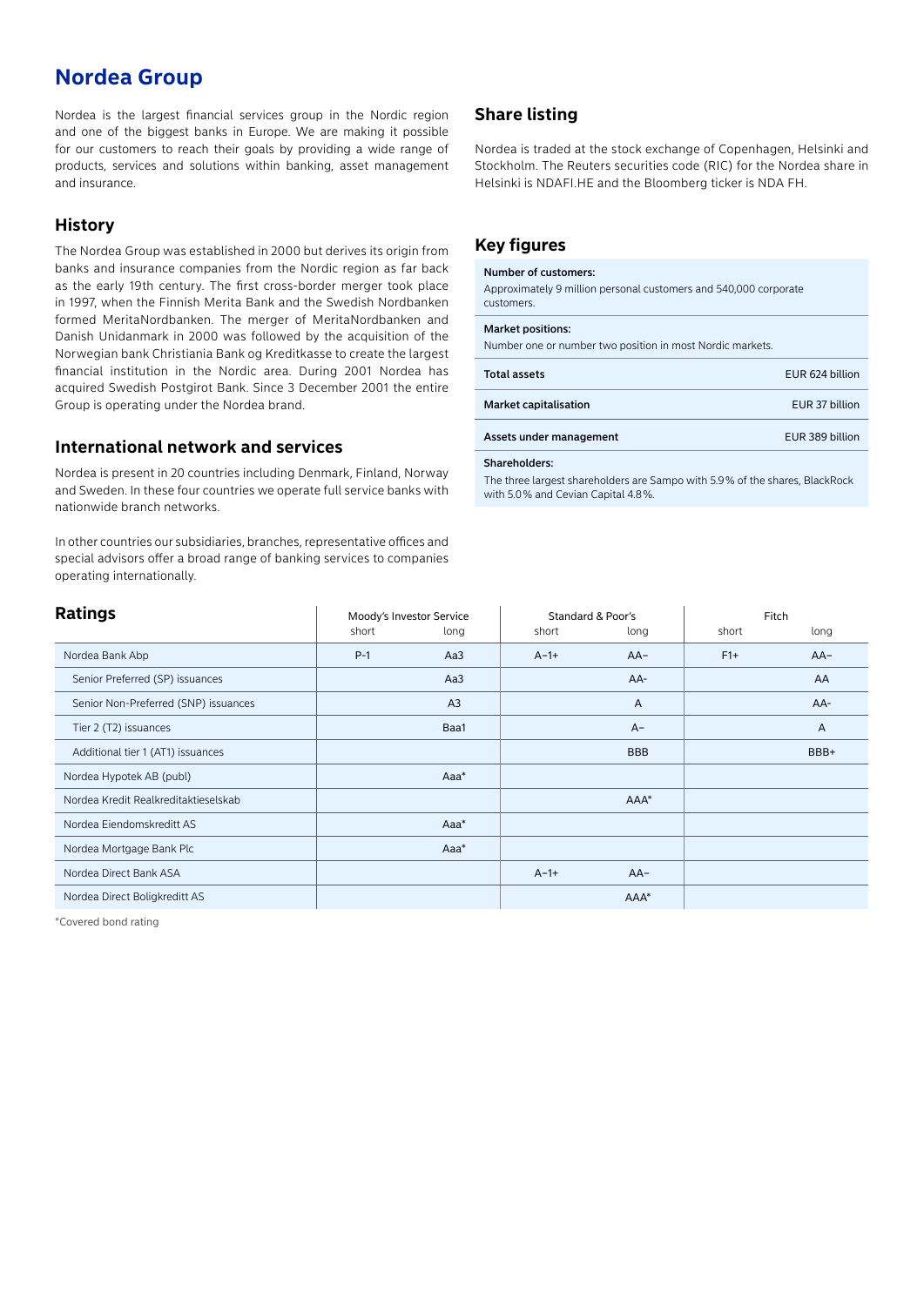# Nordea Group

Nordea is the largest financial services group in the Nordic region and one of the biggest banks in Europe. We are making it possible for our customers to reach their goals by providing a wide range of products, services and solutions within banking, asset management and insurance.

## History

The Nordea Group was established in 2000 but derives its origin from banks and insurance companies from the Nordic region as far back as the early 19th century. The first cross-border merger took place in 1997, when the Finnish Merita Bank and the Swedish Nordbanken formed MeritaNordbanken. The merger of MeritaNordbanken and Danish Unidanmark in 2000 was followed by the acquisition of the Norwegian bank Christiania Bank og Kreditkasse to create the largest financial institution in the Nordic area. During 2001 Nordea has acquired Swedish Postgirot Bank. Since 3 December 2001 the entire Group is operating under the Nordea brand.

## International network and services

Nordea is present in 20 countries including Denmark, Finland, Norway and Sweden. In these four countries we operate full service banks with nationwide branch networks.

In other countries our subsidiaries, branches, representative offices and special advisors offer a broad range of banking services to companies operating internationally.

## Share listing

Nordea is traded at the stock exchange of Copenhagen, Helsinki and Stockholm. The Reuters securities code (RIC) for the Nordea share in Helsinki is NDAFI.HE and the Bloomberg ticker is NDA FH.

## Key figures

**Number of customers:**
Approximately 9 million personal customers and 540,000 corporate customers.

**Market positions:**
Number one or number two position in most Nordic markets.

| | |
|---|---|
| **Total assets** | EUR 624 billion |
| **Market capitalisation** | EUR 37 billion |
| **Assets under management** | EUR 389 billion |

**Shareholders:**
The three largest shareholders are Sampo with 5.9% of the shares, BlackRock with 5.0% and Cevian Capital 4.8%.

## Ratings

| | Moody's Investor Service | | Standard & Poor's | | Fitch | |
|---|---|---|---|---|---|---|
| | short | long | short | long | short | long |
| Nordea Bank Abp | P-1 | Aa3 | A–1+ | AA– | F1+ | AA– |
| Senior Preferred (SP) issuances | | Aa3 | | AA- | | AA |
| Senior Non-Preferred (SNP) issuances | | A3 | | A | | AA- |
| Tier 2 (T2) issuances | | Baa1 | | A– | | A |
| Additional tier 1 (AT1) issuances | | | | BBB | | BBB+ |
| Nordea Hypotek AB (publ) | | Aaa* | | | | |
| Nordea Kredit Realkreditaktieselskab | | | | AAA* | | |
| Nordea Eiendomskreditt AS | | Aaa* | | | | |
| Nordea Mortgage Bank Plc | | Aaa* | | | | |
| Nordea Direct Bank ASA | | | A–1+ | AA– | | |
| Nordea Direct Boligkreditt AS | | | | AAA* | | |

*Covered bond rating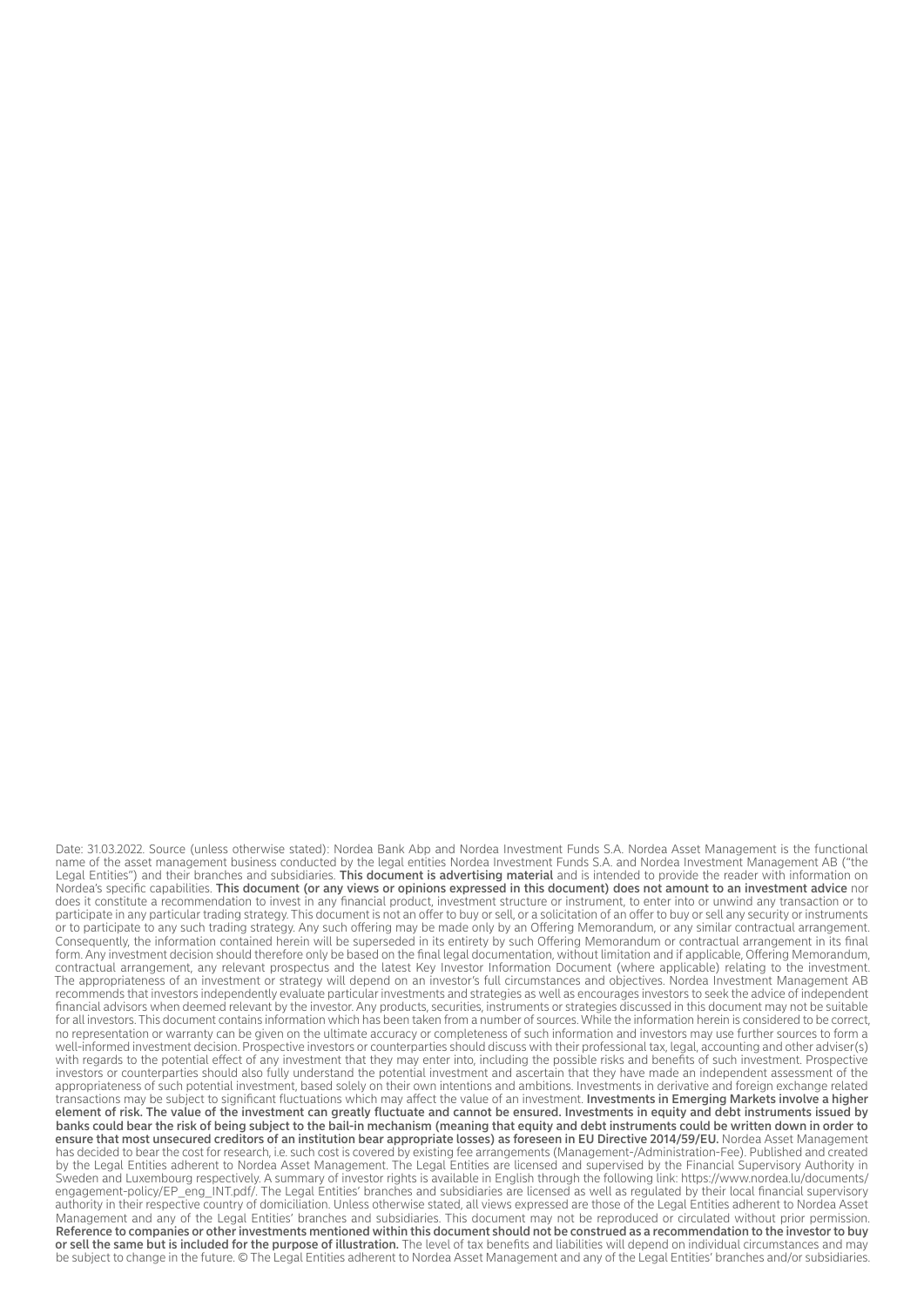Date: 31.03.2022. Source (unless otherwise stated): Nordea Bank Abp and Nordea Investment Funds S.A. Nordea Asset Management is the functional name of the asset management business conducted by the legal entities Nordea Investment Funds S.A. and Nordea Investment Management AB ("the Legal Entities") and their branches and subsidiaries. **This document is advertising material** and is intended to provide the reader with information on Nordea's specific capabilities. **This document (or any views or opinions expressed in this document) does not amount to an investment advice** nor does it constitute a recommendation to invest in any financial product, investment structure or instrument, to enter into or unwind any transaction or to participate in any particular trading strategy. This document is not an offer to buy or sell, or a solicitation of an offer to buy or sell any security or instruments or to participate to any such trading strategy. Any such offering may be made only by an Offering Memorandum, or any similar contractual arrangement. Consequently, the information contained herein will be superseded in its entirety by such Offering Memorandum or contractual arrangement in its final form. Any investment decision should therefore only be based on the final legal documentation, without limitation and if applicable, Offering Memorandum, contractual arrangement, any relevant prospectus and the latest Key Investor Information Document (where applicable) relating to the investment. The appropriateness of an investment or strategy will depend on an investor's full circumstances and objectives. Nordea Investment Management AB recommends that investors independently evaluate particular investments and strategies as well as encourages investors to seek the advice of independent financial advisors when deemed relevant by the investor. Any products, securities, instruments or strategies discussed in this document may not be suitable for all investors. This document contains information which has been taken from a number of sources. While the information herein is considered to be correct, no representation or warranty can be given on the ultimate accuracy or completeness of such information and investors may use further sources to form a well-informed investment decision. Prospective investors or counterparties should discuss with their professional tax, legal, accounting and other adviser(s) with regards to the potential effect of any investment that they may enter into, including the possible risks and benefits of such investment. Prospective investors or counterparties should also fully understand the potential investment and ascertain that they have made an independent assessment of the appropriateness of such potential investment, based solely on their own intentions and ambitions. Investments in derivative and foreign exchange related transactions may be subject to significant fluctuations which may affect the value of an investment. **Investments in Emerging Markets involve a higher element of risk. The value of the investment can greatly fluctuate and cannot be ensured. Investments in equity and debt instruments issued by banks could bear the risk of being subject to the bail-in mechanism (meaning that equity and debt instruments could be written down in order to ensure that most unsecured creditors of an institution bear appropriate losses) as foreseen in EU Directive 2014/59/EU.** Nordea Asset Management has decided to bear the cost for research, i.e. such cost is covered by existing fee arrangements (Management-/Administration-Fee). Published and created by the Legal Entities adherent to Nordea Asset Management. The Legal Entities are licensed and supervised by the Financial Supervisory Authority in Sweden and Luxembourg respectively. A summary of investor rights is available in English through the following link: https://www.nordea.lu/documents/engagement-policy/EP_eng_INT.pdf/. The Legal Entities' branches and subsidiaries are licensed as well as regulated by their local financial supervisory authority in their respective country of domiciliation. Unless otherwise stated, all views expressed are those of the Legal Entities adherent to Nordea Asset Management and any of the Legal Entities' branches and subsidiaries. This document may not be reproduced or circulated without prior permission. **Reference to companies or other investments mentioned within this document should not be construed as a recommendation to the investor to buy or sell the same but is included for the purpose of illustration.** The level of tax benefits and liabilities will depend on individual circumstances and may be subject to change in the future. © The Legal Entities adherent to Nordea Asset Management and any of the Legal Entities' branches and/or subsidiaries.